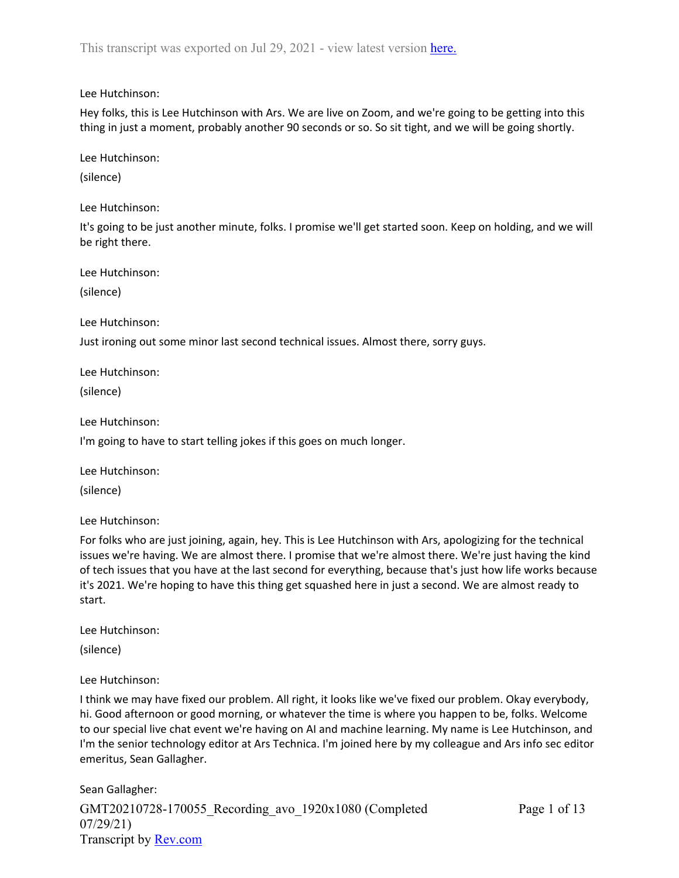This transcript was exported on Jul 29, 2021 - view latest version here.

Lee Hutchinson:

Hey folks, this is Lee Hutchinson with Ars. We are live on Zoom, and we're going to be getting into this thing in just a moment, probably another 90 seconds or so. So sit tight, and we will be going shortly.

Lee Hutchinson:

(silence)

Lee Hutchinson:

It's going to be just another minute, folks. I promise we'll get started soon. Keep on holding, and we will be right there.

Lee Hutchinson:

(silence)

Lee Hutchinson:

Just ironing out some minor last second technical issues. Almost there, sorry guys.

Lee Hutchinson:

(silence)

Lee Hutchinson:

I'm going to have to start telling jokes if this goes on much longer.

Lee Hutchinson:

(silence)

Lee Hutchinson:

For folks who are just joining, again, hey. This is Lee Hutchinson with Ars, apologizing for the technical issues we're having. We are almost there. I promise that we're almost there. We're just having the kind of tech issues that you have at the last second for everything, because that's just how life works because it's 2021. We're hoping to have this thing get squashed here in just a second. We are almost ready to start.

Lee Hutchinson:

(silence)

Lee Hutchinson:

I think we may have fixed our problem. All right, it looks like we've fixed our problem. Okay everybody, hi. Good afternoon or good morning, or whatever the time is where you happen to be, folks. Welcome to our special live chat event we're having on AI and machine learning. My name is Lee Hutchinson, and I'm the senior technology editor at Ars Technica. I'm joined here by my colleague and Ars info sec editor emeritus, Sean Gallagher.

Sean Gallagher: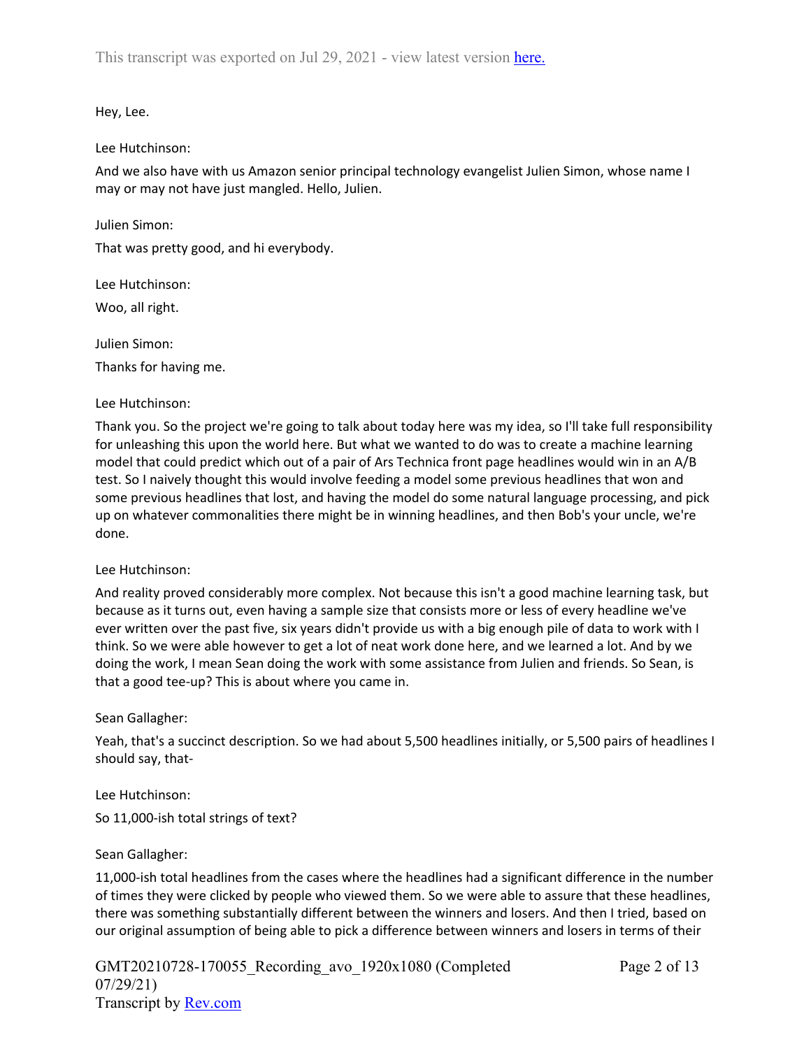Hey, Lee.

Lee Hutchinson:

And we also have with us Amazon senior principal technology evangelist Julien Simon, whose name I may or may not have just mangled. Hello, Julien.

Julien Simon:

That was pretty good, and hi everybody.

Lee Hutchinson:

Woo, all right.

Julien Simon:

Thanks for having me.

Lee Hutchinson:

Thank you. So the project we're going to talk about today here was my idea, so I'll take full responsibility for unleashing this upon the world here. But what we wanted to do was to create a machine learning model that could predict which out of a pair of Ars Technica front page headlines would win in an A/B test. So I naively thought this would involve feeding a model some previous headlines that won and some previous headlines that lost, and having the model do some natural language processing, and pick up on whatever commonalities there might be in winning headlines, and then Bob's your uncle, we're done.

Lee Hutchinson:

And reality proved considerably more complex. Not because this isn't a good machine learning task, but because as it turns out, even having a sample size that consists more or less of every headline we've ever written over the past five, six years didn't provide us with a big enough pile of data to work with I think. So we were able however to get a lot of neat work done here, and we learned a lot. And by we doing the work, I mean Sean doing the work with some assistance from Julien and friends. So Sean, is that a good tee-up? This is about where you came in.

Sean Gallagher:

Yeah, that's a succinct description. So we had about 5,500 headlines initially, or 5,500 pairs of headlines I should say, that-

Lee Hutchinson:

So 11,000-ish total strings of text?

Sean Gallagher:

11,000-ish total headlines from the cases where the headlines had a significant difference in the number of times they were clicked by people who viewed them. So we were able to assure that these headlines, there was something substantially different between the winners and losers. And then I tried, based on our original assumption of being able to pick a difference between winners and losers in terms of their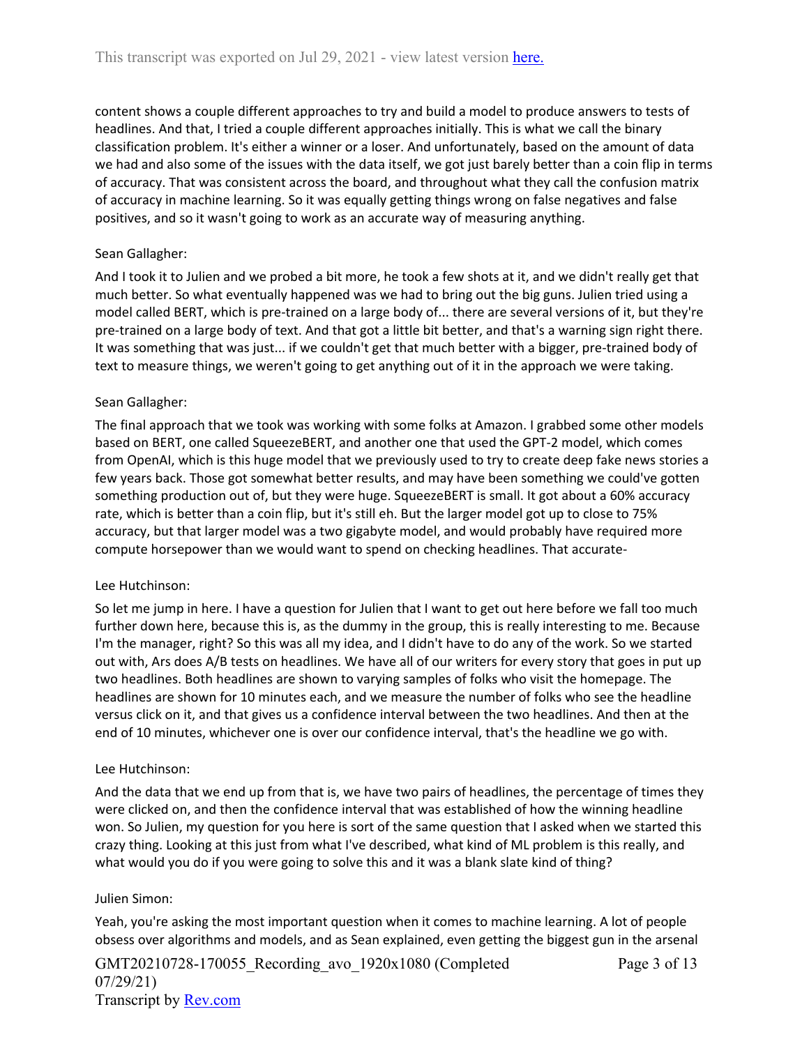content shows a couple different approaches to try and build a model to produce answers to tests of headlines. And that, I tried a couple different approaches initially. This is what we call the binary classification problem. It's either a winner or a loser. And unfortunately, based on the amount of data we had and also some of the issues with the data itself, we got just barely better than a coin flip in terms of accuracy. That was consistent across the board, and throughout what they call the confusion matrix of accuracy in machine learning. So it was equally getting things wrong on false negatives and false positives, and so it wasn't going to work as an accurate way of measuring anything.

Sean Gallagher:

And I took it to Julien and we probed a bit more, he took a few shots at it, and we didn't really get that much better. So what eventually happened was we had to bring out the big guns. Julien tried using a model called BERT, which is pre-trained on a large body of... there are several versions of it, but they're pre-trained on a large body of text. And that got a little bit better, and that's a warning sign right there. It was something that was just... if we couldn't get that much better with a bigger, pre-trained body of text to measure things, we weren't going to get anything out of it in the approach we were taking.

Sean Gallagher:

The final approach that we took was working with some folks at Amazon. I grabbed some other models based on BERT, one called SqueezeBERT, and another one that used the GPT-2 model, which comes from OpenAI, which is this huge model that we previously used to try to create deep fake news stories a few years back. Those got somewhat better results, and may have been something we could've gotten something production out of, but they were huge. SqueezeBERT is small. It got about a 60% accuracy rate, which is better than a coin flip, but it's still eh. But the larger model got up to close to 75% accuracy, but that larger model was a two gigabyte model, and would probably have required more compute horsepower than we would want to spend on checking headlines. That accurate-

Lee Hutchinson:

So let me jump in here. I have a question for Julien that I want to get out here before we fall too much further down here, because this is, as the dummy in the group, this is really interesting to me. Because I'm the manager, right? So this was all my idea, and I didn't have to do any of the work. So we started out with, Ars does A/B tests on headlines. We have all of our writers for every story that goes in put up two headlines. Both headlines are shown to varying samples of folks who visit the homepage. The headlines are shown for 10 minutes each, and we measure the number of folks who see the headline versus click on it, and that gives us a confidence interval between the two headlines. And then at the end of 10 minutes, whichever one is over our confidence interval, that's the headline we go with.

Lee Hutchinson:

And the data that we end up from that is, we have two pairs of headlines, the percentage of times they were clicked on, and then the confidence interval that was established of how the winning headline won. So Julien, my question for you here is sort of the same question that I asked when we started this crazy thing. Looking at this just from what I've described, what kind of ML problem is this really, and what would you do if you were going to solve this and it was a blank slate kind of thing?

Julien Simon:

Yeah, you're asking the most important question when it comes to machine learning. A lot of people obsess over algorithms and models, and as Sean explained, even getting the biggest gun in the arsenal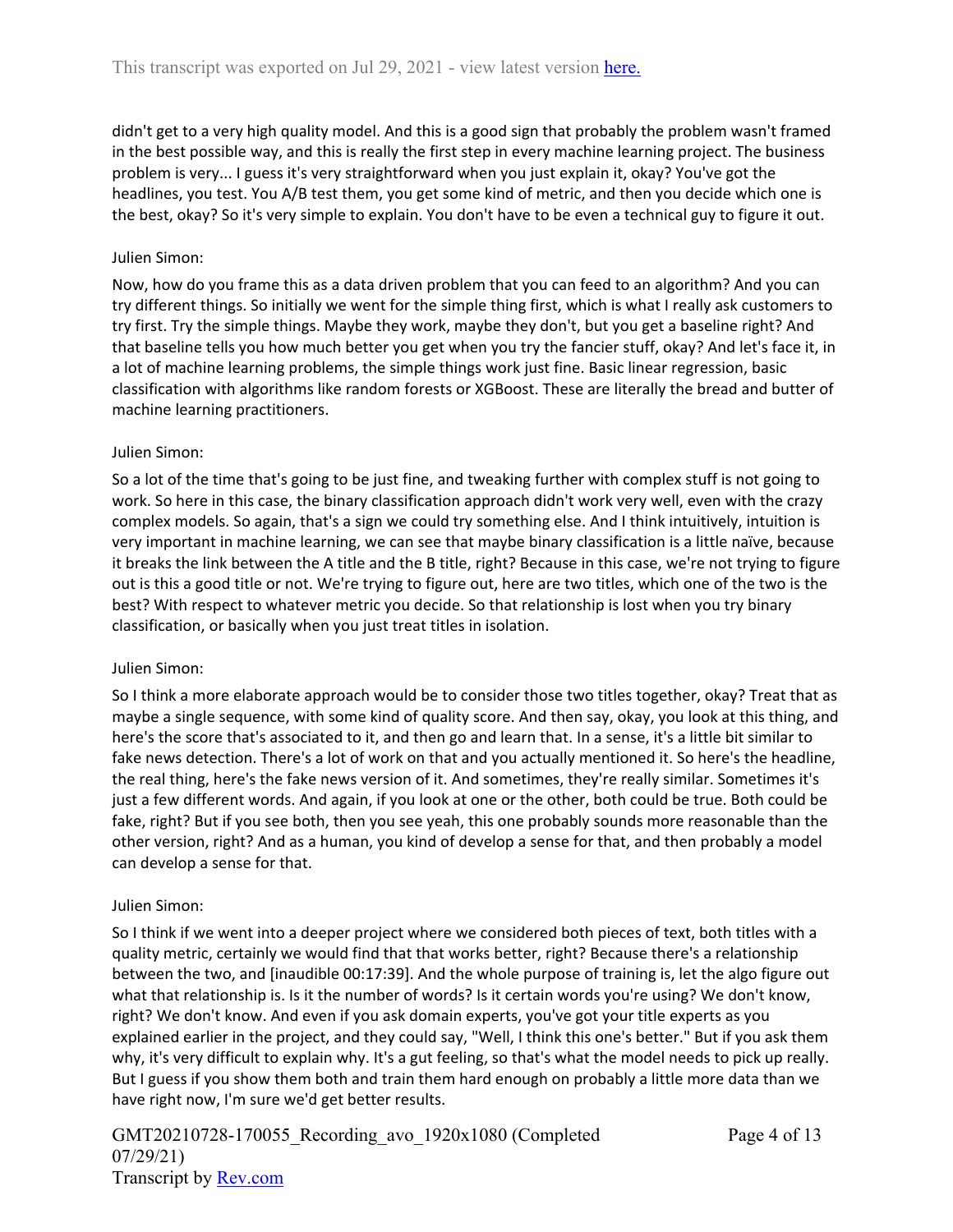didn't get to a very high quality model. And this is a good sign that probably the problem wasn't framed in the best possible way, and this is really the first step in every machine learning project. The business problem is very... I guess it's very straightforward when you just explain it, okay? You've got the headlines, you test. You A/B test them, you get some kind of metric, and then you decide which one is the best, okay? So it's very simple to explain. You don't have to be even a technical guy to figure it out.

Julien Simon:

Now, how do you frame this as a data driven problem that you can feed to an algorithm? And you can try different things. So initially we went for the simple thing first, which is what I really ask customers to try first. Try the simple things. Maybe they work, maybe they don't, but you get a baseline right? And that baseline tells you how much better you get when you try the fancier stuff, okay? And let's face it, in a lot of machine learning problems, the simple things work just fine. Basic linear regression, basic classification with algorithms like random forests or XGBoost. These are literally the bread and butter of machine learning practitioners.

Julien Simon:

So a lot of the time that's going to be just fine, and tweaking further with complex stuff is not going to work. So here in this case, the binary classification approach didn't work very well, even with the crazy complex models. So again, that's a sign we could try something else. And I think intuitively, intuition is very important in machine learning, we can see that maybe binary classification is a little naïve, because it breaks the link between the A title and the B title, right? Because in this case, we're not trying to figure out is this a good title or not. We're trying to figure out, here are two titles, which one of the two is the best? With respect to whatever metric you decide. So that relationship is lost when you try binary classification, or basically when you just treat titles in isolation.

Julien Simon:

So I think a more elaborate approach would be to consider those two titles together, okay? Treat that as maybe a single sequence, with some kind of quality score. And then say, okay, you look at this thing, and here's the score that's associated to it, and then go and learn that. In a sense, it's a little bit similar to fake news detection. There's a lot of work on that and you actually mentioned it. So here's the headline, the real thing, here's the fake news version of it. And sometimes, they're really similar. Sometimes it's just a few different words. And again, if you look at one or the other, both could be true. Both could be fake, right? But if you see both, then you see yeah, this one probably sounds more reasonable than the other version, right? And as a human, you kind of develop a sense for that, and then probably a model can develop a sense for that.

Julien Simon:

So I think if we went into a deeper project where we considered both pieces of text, both titles with a quality metric, certainly we would find that that works better, right? Because there's a relationship between the two, and [inaudible 00:17:39]. And the whole purpose of training is, let the algo figure out what that relationship is. Is it the number of words? Is it certain words you're using? We don't know, right? We don't know. And even if you ask domain experts, you've got your title experts as you explained earlier in the project, and they could say, "Well, I think this one's better." But if you ask them why, it's very difficult to explain why. It's a gut feeling, so that's what the model needs to pick up really. But I guess if you show them both and train them hard enough on probably a little more data than we have right now, I'm sure we'd get better results.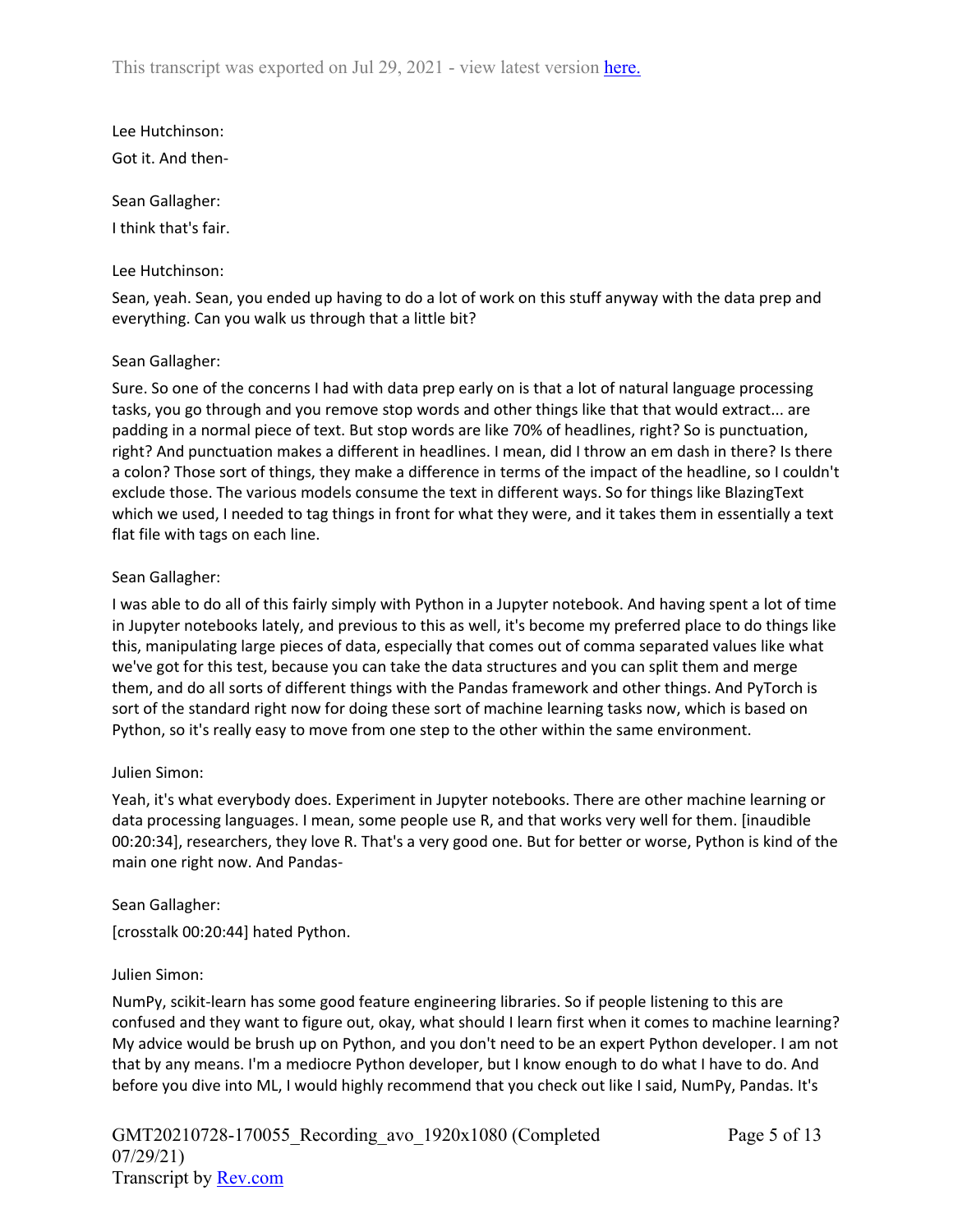Lee Hutchinson:

Got it. And then-

Sean Gallagher:

I think that's fair.

Lee Hutchinson:

Sean, yeah. Sean, you ended up having to do a lot of work on this stuff anyway with the data prep and everything. Can you walk us through that a little bit?

Sean Gallagher:

Sure. So one of the concerns I had with data prep early on is that a lot of natural language processing tasks, you go through and you remove stop words and other things like that that would extract... are padding in a normal piece of text. But stop words are like 70% of headlines, right? So is punctuation, right? And punctuation makes a different in headlines. I mean, did I throw an em dash in there? Is there a colon? Those sort of things, they make a difference in terms of the impact of the headline, so I couldn't exclude those. The various models consume the text in different ways. So for things like BlazingText which we used, I needed to tag things in front for what they were, and it takes them in essentially a text flat file with tags on each line.

Sean Gallagher:

I was able to do all of this fairly simply with Python in a Jupyter notebook. And having spent a lot of time in Jupyter notebooks lately, and previous to this as well, it's become my preferred place to do things like this, manipulating large pieces of data, especially that comes out of comma separated values like what we've got for this test, because you can take the data structures and you can split them and merge them, and do all sorts of different things with the Pandas framework and other things. And PyTorch is sort of the standard right now for doing these sort of machine learning tasks now, which is based on Python, so it's really easy to move from one step to the other within the same environment.

Julien Simon:

Yeah, it's what everybody does. Experiment in Jupyter notebooks. There are other machine learning or data processing languages. I mean, some people use R, and that works very well for them. [inaudible 00:20:34], researchers, they love R. That's a very good one. But for better or worse, Python is kind of the main one right now. And Pandas-

Sean Gallagher:

[crosstalk 00:20:44] hated Python.

Julien Simon:

NumPy, scikit-learn has some good feature engineering libraries. So if people listening to this are confused and they want to figure out, okay, what should I learn first when it comes to machine learning? My advice would be brush up on Python, and you don't need to be an expert Python developer. I am not that by any means. I'm a mediocre Python developer, but I know enough to do what I have to do. And before you dive into ML, I would highly recommend that you check out like I said, NumPy, Pandas. It's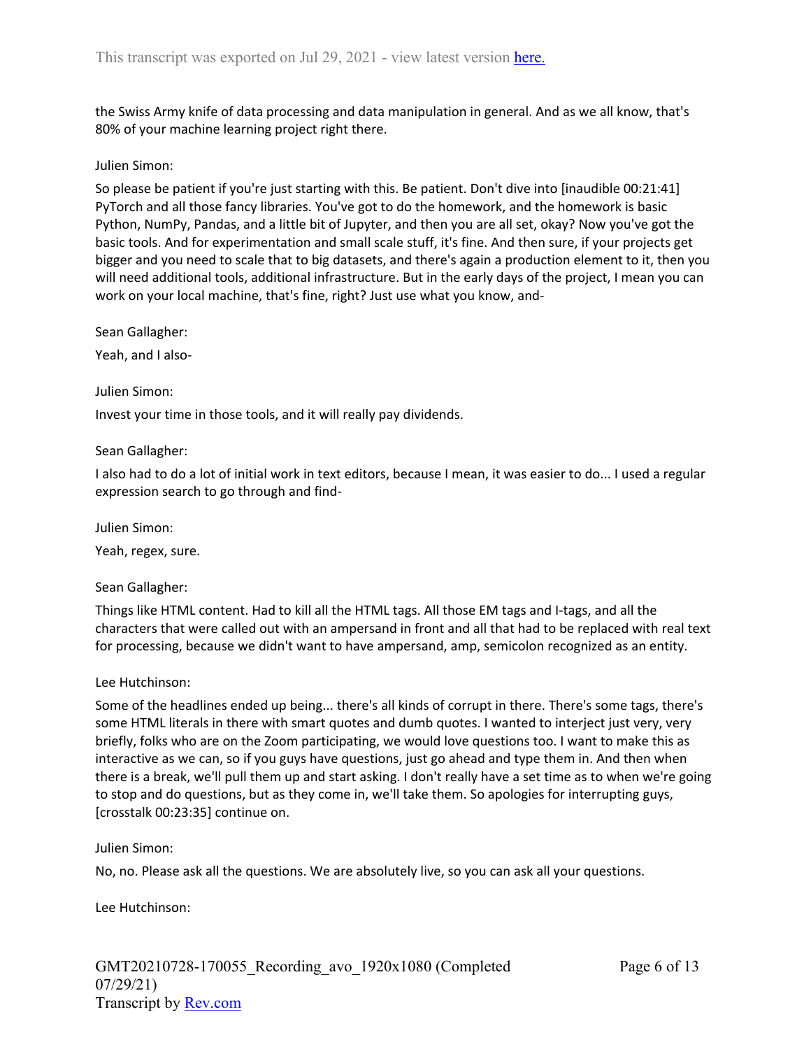the Swiss Army knife of data processing and data manipulation in general. And as we all know, that's 80% of your machine learning project right there.

Julien Simon:

So please be patient if you're just starting with this. Be patient. Don't dive into [inaudible 00:21:41] PyTorch and all those fancy libraries. You've got to do the homework, and the homework is basic Python, NumPy, Pandas, and a little bit of Jupyter, and then you are all set, okay? Now you've got the basic tools. And for experimentation and small scale stuff, it's fine. And then sure, if your projects get bigger and you need to scale that to big datasets, and there's again a production element to it, then you will need additional tools, additional infrastructure. But in the early days of the project, I mean you can work on your local machine, that's fine, right? Just use what you know, and-

Sean Gallagher:

Yeah, and I also-

Julien Simon:

Invest your time in those tools, and it will really pay dividends.

Sean Gallagher:

I also had to do a lot of initial work in text editors, because I mean, it was easier to do... I used a regular expression search to go through and find-

Julien Simon:

Yeah, regex, sure.

Sean Gallagher:

Things like HTML content. Had to kill all the HTML tags. All those EM tags and I-tags, and all the characters that were called out with an ampersand in front and all that had to be replaced with real text for processing, because we didn't want to have ampersand, amp, semicolon recognized as an entity.

Lee Hutchinson:

Some of the headlines ended up being... there's all kinds of corrupt in there. There's some tags, there's some HTML literals in there with smart quotes and dumb quotes. I wanted to interject just very, very briefly, folks who are on the Zoom participating, we would love questions too. I want to make this as interactive as we can, so if you guys have questions, just go ahead and type them in. And then when there is a break, we'll pull them up and start asking. I don't really have a set time as to when we're going to stop and do questions, but as they come in, we'll take them. So apologies for interrupting guys, [crosstalk 00:23:35] continue on.

Julien Simon:

No, no. Please ask all the questions. We are absolutely live, so you can ask all your questions.

Lee Hutchinson: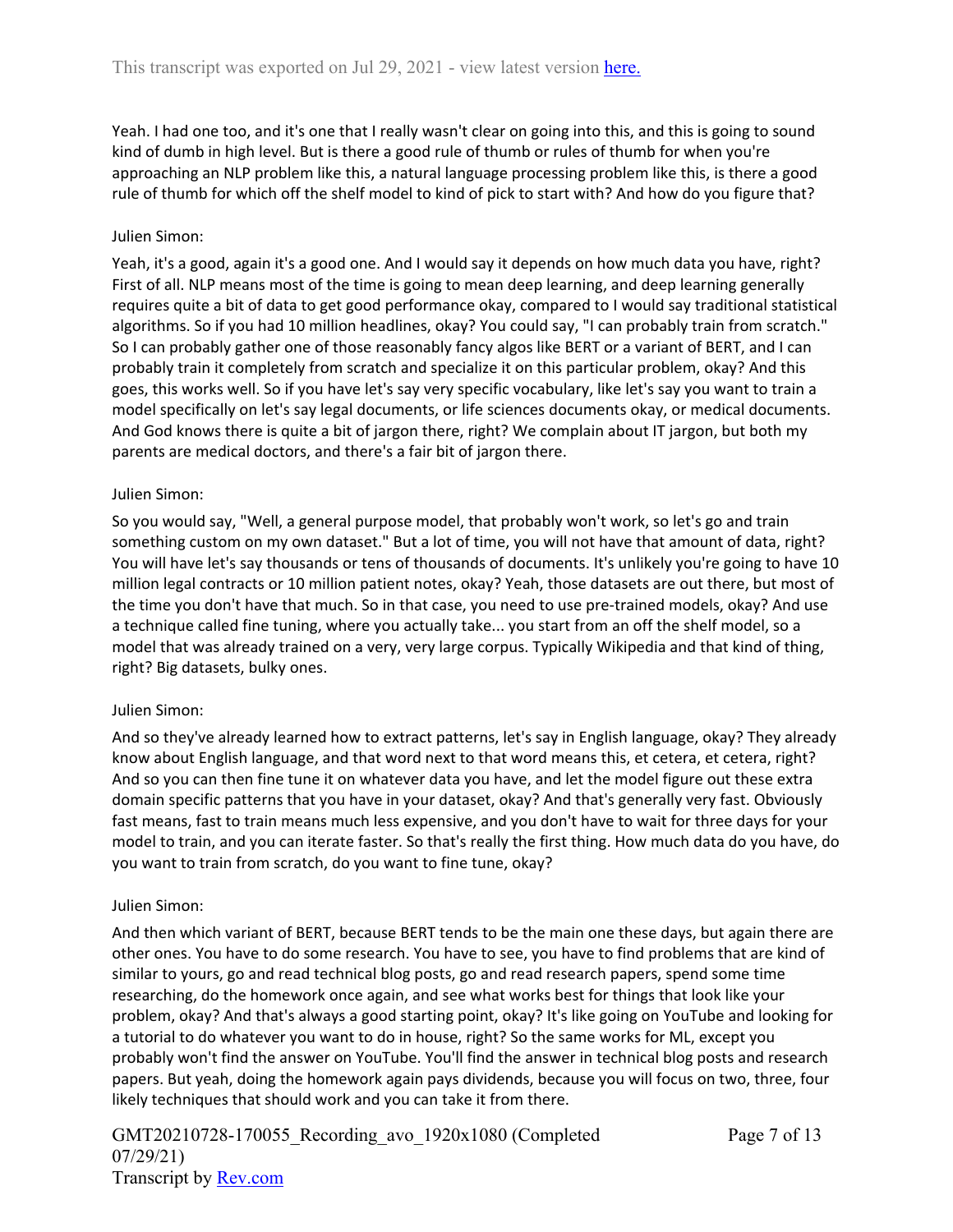Yeah. I had one too, and it's one that I really wasn't clear on going into this, and this is going to sound kind of dumb in high level. But is there a good rule of thumb or rules of thumb for when you're approaching an NLP problem like this, a natural language processing problem like this, is there a good rule of thumb for which off the shelf model to kind of pick to start with? And how do you figure that?

Julien Simon:

Yeah, it's a good, again it's a good one. And I would say it depends on how much data you have, right? First of all. NLP means most of the time is going to mean deep learning, and deep learning generally requires quite a bit of data to get good performance okay, compared to I would say traditional statistical algorithms. So if you had 10 million headlines, okay? You could say, "I can probably train from scratch." So I can probably gather one of those reasonably fancy algos like BERT or a variant of BERT, and I can probably train it completely from scratch and specialize it on this particular problem, okay? And this goes, this works well. So if you have let's say very specific vocabulary, like let's say you want to train a model specifically on let's say legal documents, or life sciences documents okay, or medical documents. And God knows there is quite a bit of jargon there, right? We complain about IT jargon, but both my parents are medical doctors, and there's a fair bit of jargon there.

Julien Simon:

So you would say, "Well, a general purpose model, that probably won't work, so let's go and train something custom on my own dataset." But a lot of time, you will not have that amount of data, right? You will have let's say thousands or tens of thousands of documents. It's unlikely you're going to have 10 million legal contracts or 10 million patient notes, okay? Yeah, those datasets are out there, but most of the time you don't have that much. So in that case, you need to use pre-trained models, okay? And use a technique called fine tuning, where you actually take... you start from an off the shelf model, so a model that was already trained on a very, very large corpus. Typically Wikipedia and that kind of thing, right? Big datasets, bulky ones.

Julien Simon:

And so they've already learned how to extract patterns, let's say in English language, okay? They already know about English language, and that word next to that word means this, et cetera, et cetera, right? And so you can then fine tune it on whatever data you have, and let the model figure out these extra domain specific patterns that you have in your dataset, okay? And that's generally very fast. Obviously fast means, fast to train means much less expensive, and you don't have to wait for three days for your model to train, and you can iterate faster. So that's really the first thing. How much data do you have, do you want to train from scratch, do you want to fine tune, okay?

Julien Simon:

And then which variant of BERT, because BERT tends to be the main one these days, but again there are other ones. You have to do some research. You have to see, you have to find problems that are kind of similar to yours, go and read technical blog posts, go and read research papers, spend some time researching, do the homework once again, and see what works best for things that look like your problem, okay? And that's always a good starting point, okay? It's like going on YouTube and looking for a tutorial to do whatever you want to do in house, right? So the same works for ML, except you probably won't find the answer on YouTube. You'll find the answer in technical blog posts and research papers. But yeah, doing the homework again pays dividends, because you will focus on two, three, four likely techniques that should work and you can take it from there.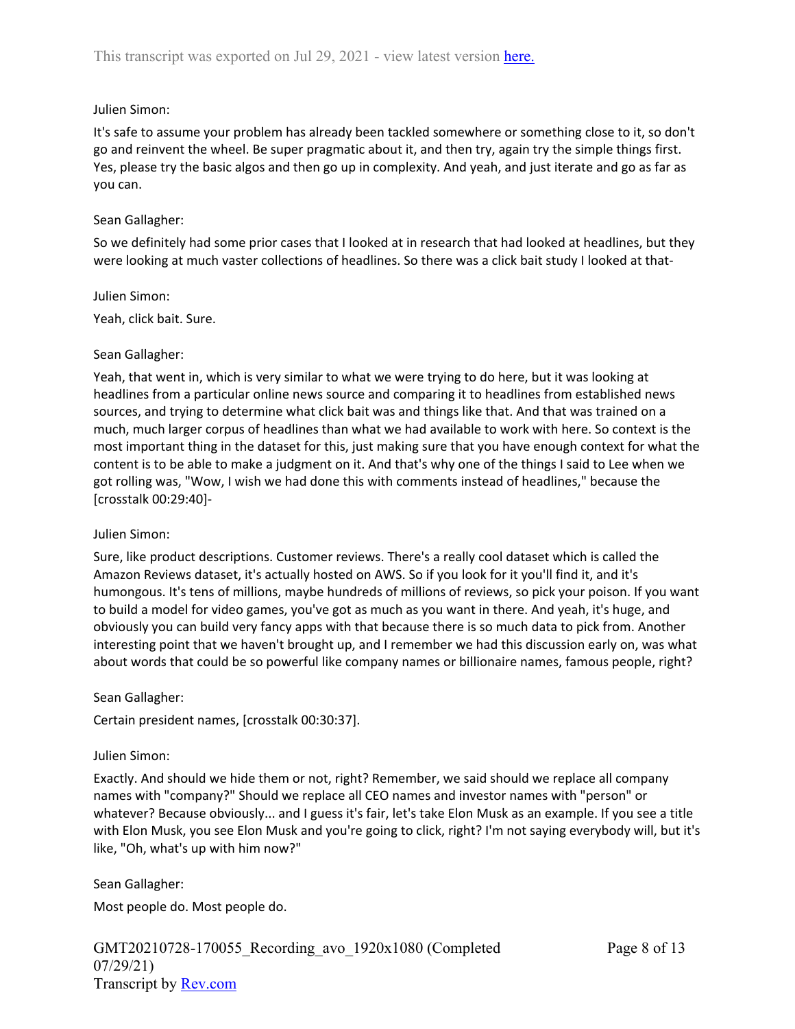Julien Simon:

It's safe to assume your problem has already been tackled somewhere or something close to it, so don't go and reinvent the wheel. Be super pragmatic about it, and then try, again try the simple things first. Yes, please try the basic algos and then go up in complexity. And yeah, and just iterate and go as far as you can.

Sean Gallagher:

So we definitely had some prior cases that I looked at in research that had looked at headlines, but they were looking at much vaster collections of headlines. So there was a click bait study I looked at that-

Julien Simon:

Yeah, click bait. Sure.

Sean Gallagher:

Yeah, that went in, which is very similar to what we were trying to do here, but it was looking at headlines from a particular online news source and comparing it to headlines from established news sources, and trying to determine what click bait was and things like that. And that was trained on a much, much larger corpus of headlines than what we had available to work with here. So context is the most important thing in the dataset for this, just making sure that you have enough context for what the content is to be able to make a judgment on it. And that's why one of the things I said to Lee when we got rolling was, "Wow, I wish we had done this with comments instead of headlines," because the [crosstalk 00:29:40]-

Julien Simon:

Sure, like product descriptions. Customer reviews. There's a really cool dataset which is called the Amazon Reviews dataset, it's actually hosted on AWS. So if you look for it you'll find it, and it's humongous. It's tens of millions, maybe hundreds of millions of reviews, so pick your poison. If you want to build a model for video games, you've got as much as you want in there. And yeah, it's huge, and obviously you can build very fancy apps with that because there is so much data to pick from. Another interesting point that we haven't brought up, and I remember we had this discussion early on, was what about words that could be so powerful like company names or billionaire names, famous people, right?

Sean Gallagher:

Certain president names, [crosstalk 00:30:37].

Julien Simon:

Exactly. And should we hide them or not, right? Remember, we said should we replace all company names with "company?" Should we replace all CEO names and investor names with "person" or whatever? Because obviously... and I guess it's fair, let's take Elon Musk as an example. If you see a title with Elon Musk, you see Elon Musk and you're going to click, right? I'm not saying everybody will, but it's like, "Oh, what's up with him now?"

Sean Gallagher:

Most people do. Most people do.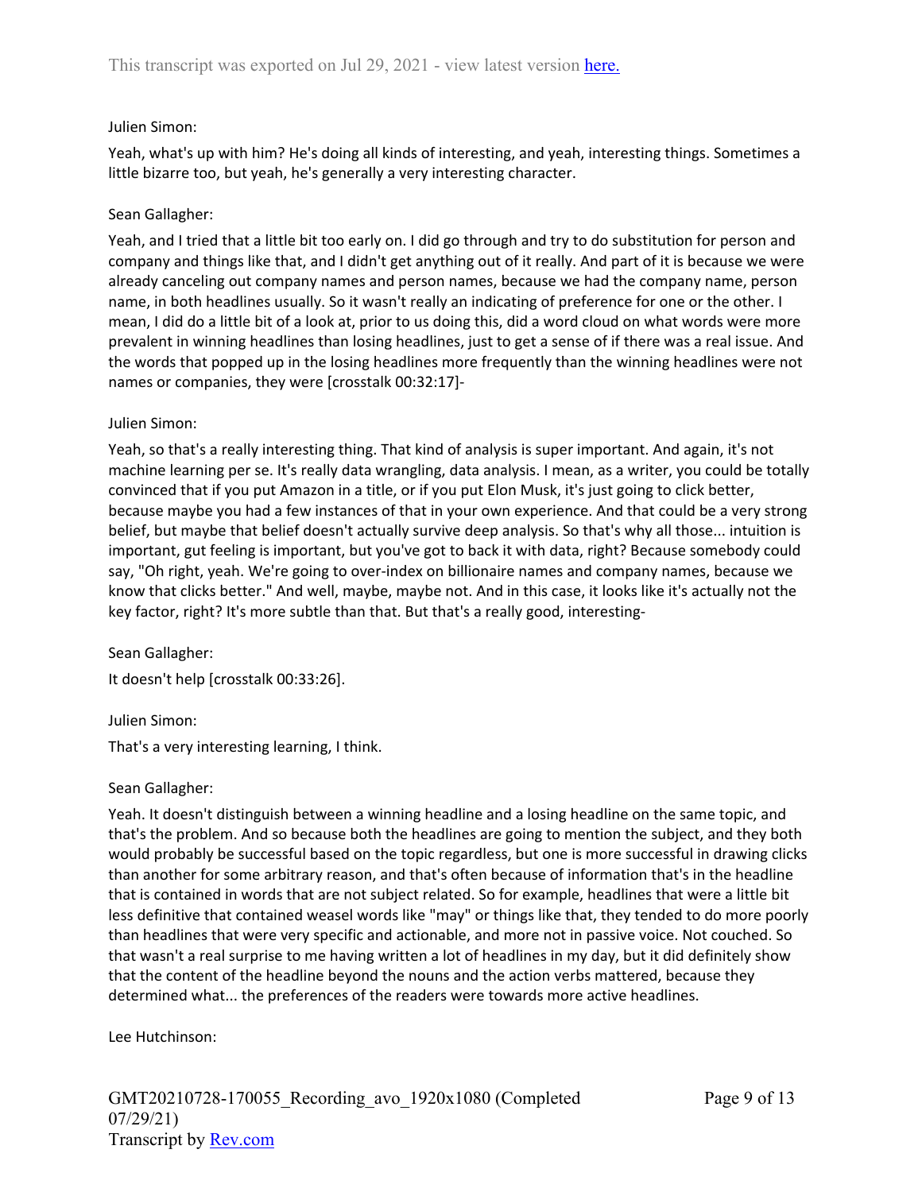Julien Simon:

Yeah, what's up with him? He's doing all kinds of interesting, and yeah, interesting things. Sometimes a little bizarre too, but yeah, he's generally a very interesting character.

Sean Gallagher:

Yeah, and I tried that a little bit too early on. I did go through and try to do substitution for person and company and things like that, and I didn't get anything out of it really. And part of it is because we were already canceling out company names and person names, because we had the company name, person name, in both headlines usually. So it wasn't really an indicating of preference for one or the other. I mean, I did do a little bit of a look at, prior to us doing this, did a word cloud on what words were more prevalent in winning headlines than losing headlines, just to get a sense of if there was a real issue. And the words that popped up in the losing headlines more frequently than the winning headlines were not names or companies, they were [crosstalk 00:32:17]-

Julien Simon:

Yeah, so that's a really interesting thing. That kind of analysis is super important. And again, it's not machine learning per se. It's really data wrangling, data analysis. I mean, as a writer, you could be totally convinced that if you put Amazon in a title, or if you put Elon Musk, it's just going to click better, because maybe you had a few instances of that in your own experience. And that could be a very strong belief, but maybe that belief doesn't actually survive deep analysis. So that's why all those... intuition is important, gut feeling is important, but you've got to back it with data, right? Because somebody could say, "Oh right, yeah. We're going to over-index on billionaire names and company names, because we know that clicks better." And well, maybe, maybe not. And in this case, it looks like it's actually not the key factor, right? It's more subtle than that. But that's a really good, interesting-

Sean Gallagher:

It doesn't help [crosstalk 00:33:26].

Julien Simon:

That's a very interesting learning, I think.

Sean Gallagher:

Yeah. It doesn't distinguish between a winning headline and a losing headline on the same topic, and that's the problem. And so because both the headlines are going to mention the subject, and they both would probably be successful based on the topic regardless, but one is more successful in drawing clicks than another for some arbitrary reason, and that's often because of information that's in the headline that is contained in words that are not subject related. So for example, headlines that were a little bit less definitive that contained weasel words like "may" or things like that, they tended to do more poorly than headlines that were very specific and actionable, and more not in passive voice. Not couched. So that wasn't a real surprise to me having written a lot of headlines in my day, but it did definitely show that the content of the headline beyond the nouns and the action verbs mattered, because they determined what... the preferences of the readers were towards more active headlines.

Lee Hutchinson: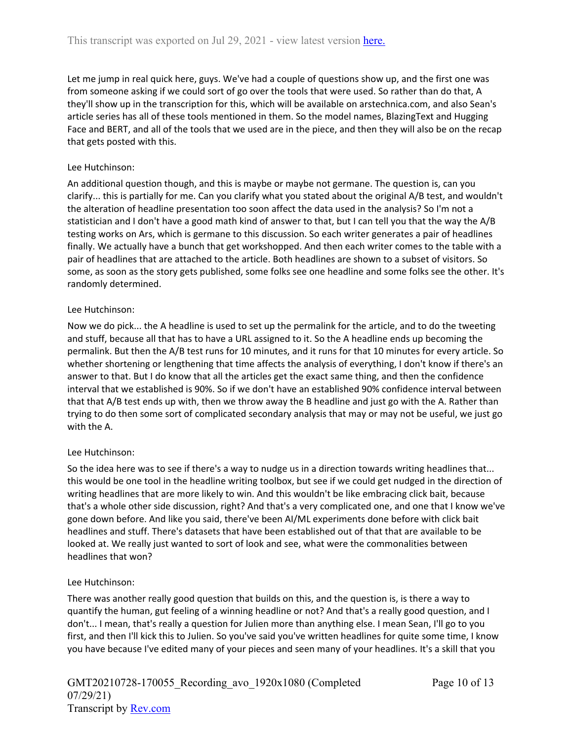Let me jump in real quick here, guys. We've had a couple of questions show up, and the first one was from someone asking if we could sort of go over the tools that were used. So rather than do that, A they'll show up in the transcription for this, which will be available on arstechnica.com, and also Sean's article series has all of these tools mentioned in them. So the model names, BlazingText and Hugging Face and BERT, and all of the tools that we used are in the piece, and then they will also be on the recap that gets posted with this.

Lee Hutchinson:

An additional question though, and this is maybe or maybe not germane. The question is, can you clarify... this is partially for me. Can you clarify what you stated about the original A/B test, and wouldn't the alteration of headline presentation too soon affect the data used in the analysis? So I'm not a statistician and I don't have a good math kind of answer to that, but I can tell you that the way the A/B testing works on Ars, which is germane to this discussion. So each writer generates a pair of headlines finally. We actually have a bunch that get workshopped. And then each writer comes to the table with a pair of headlines that are attached to the article. Both headlines are shown to a subset of visitors. So some, as soon as the story gets published, some folks see one headline and some folks see the other. It's randomly determined.

Lee Hutchinson:

Now we do pick... the A headline is used to set up the permalink for the article, and to do the tweeting and stuff, because all that has to have a URL assigned to it. So the A headline ends up becoming the permalink. But then the A/B test runs for 10 minutes, and it runs for that 10 minutes for every article. So whether shortening or lengthening that time affects the analysis of everything, I don't know if there's an answer to that. But I do know that all the articles get the exact same thing, and then the confidence interval that we established is 90%. So if we don't have an established 90% confidence interval between that that A/B test ends up with, then we throw away the B headline and just go with the A. Rather than trying to do then some sort of complicated secondary analysis that may or may not be useful, we just go with the A.

Lee Hutchinson:

So the idea here was to see if there's a way to nudge us in a direction towards writing headlines that... this would be one tool in the headline writing toolbox, but see if we could get nudged in the direction of writing headlines that are more likely to win. And this wouldn't be like embracing click bait, because that's a whole other side discussion, right? And that's a very complicated one, and one that I know we've gone down before. And like you said, there've been AI/ML experiments done before with click bait headlines and stuff. There's datasets that have been established out of that that are available to be looked at. We really just wanted to sort of look and see, what were the commonalities between headlines that won?

Lee Hutchinson:

There was another really good question that builds on this, and the question is, is there a way to quantify the human, gut feeling of a winning headline or not? And that's a really good question, and I don't... I mean, that's really a question for Julien more than anything else. I mean Sean, I'll go to you first, and then I'll kick this to Julien. So you've said you've written headlines for quite some time, I know you have because I've edited many of your pieces and seen many of your headlines. It's a skill that you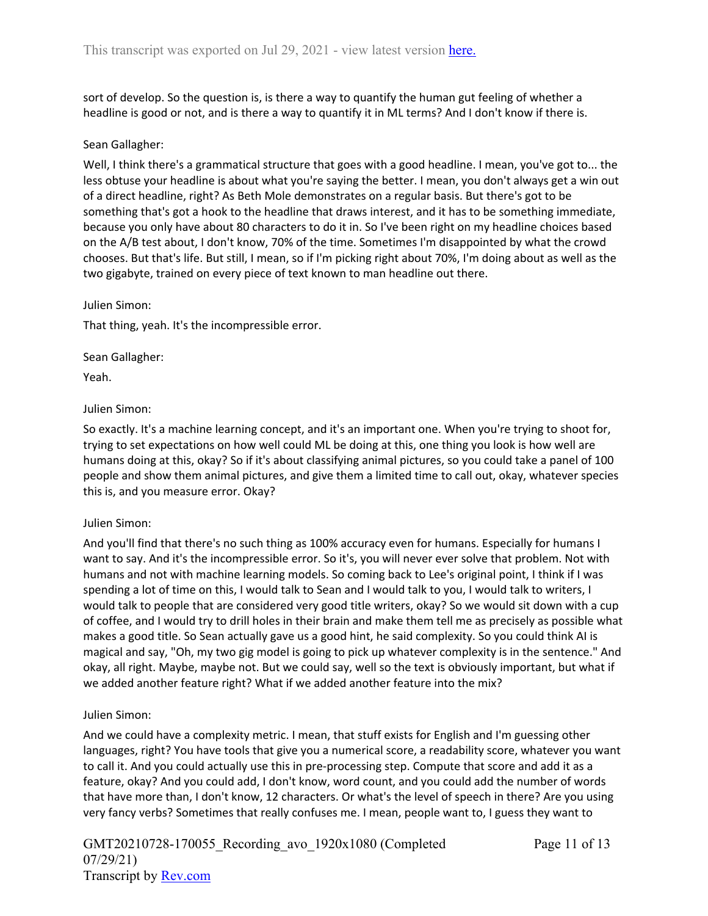sort of develop. So the question is, is there a way to quantify the human gut feeling of whether a headline is good or not, and is there a way to quantify it in ML terms? And I don't know if there is.

Sean Gallagher:

Well, I think there's a grammatical structure that goes with a good headline. I mean, you've got to... the less obtuse your headline is about what you're saying the better. I mean, you don't always get a win out of a direct headline, right? As Beth Mole demonstrates on a regular basis. But there's got to be something that's got a hook to the headline that draws interest, and it has to be something immediate, because you only have about 80 characters to do it in. So I've been right on my headline choices based on the A/B test about, I don't know, 70% of the time. Sometimes I'm disappointed by what the crowd chooses. But that's life. But still, I mean, so if I'm picking right about 70%, I'm doing about as well as the two gigabyte, trained on every piece of text known to man headline out there.

Julien Simon:

That thing, yeah. It's the incompressible error.

Sean Gallagher:

Yeah.

Julien Simon:

So exactly. It's a machine learning concept, and it's an important one. When you're trying to shoot for, trying to set expectations on how well could ML be doing at this, one thing you look is how well are humans doing at this, okay? So if it's about classifying animal pictures, so you could take a panel of 100 people and show them animal pictures, and give them a limited time to call out, okay, whatever species this is, and you measure error. Okay?

Julien Simon:

And you'll find that there's no such thing as 100% accuracy even for humans. Especially for humans I want to say. And it's the incompressible error. So it's, you will never ever solve that problem. Not with humans and not with machine learning models. So coming back to Lee's original point, I think if I was spending a lot of time on this, I would talk to Sean and I would talk to you, I would talk to writers, I would talk to people that are considered very good title writers, okay? So we would sit down with a cup of coffee, and I would try to drill holes in their brain and make them tell me as precisely as possible what makes a good title. So Sean actually gave us a good hint, he said complexity. So you could think AI is magical and say, "Oh, my two gig model is going to pick up whatever complexity is in the sentence." And okay, all right. Maybe, maybe not. But we could say, well so the text is obviously important, but what if we added another feature right? What if we added another feature into the mix?

Julien Simon:

And we could have a complexity metric. I mean, that stuff exists for English and I'm guessing other languages, right? You have tools that give you a numerical score, a readability score, whatever you want to call it. And you could actually use this in pre-processing step. Compute that score and add it as a feature, okay? And you could add, I don't know, word count, and you could add the number of words that have more than, I don't know, 12 characters. Or what's the level of speech in there? Are you using very fancy verbs? Sometimes that really confuses me. I mean, people want to, I guess they want to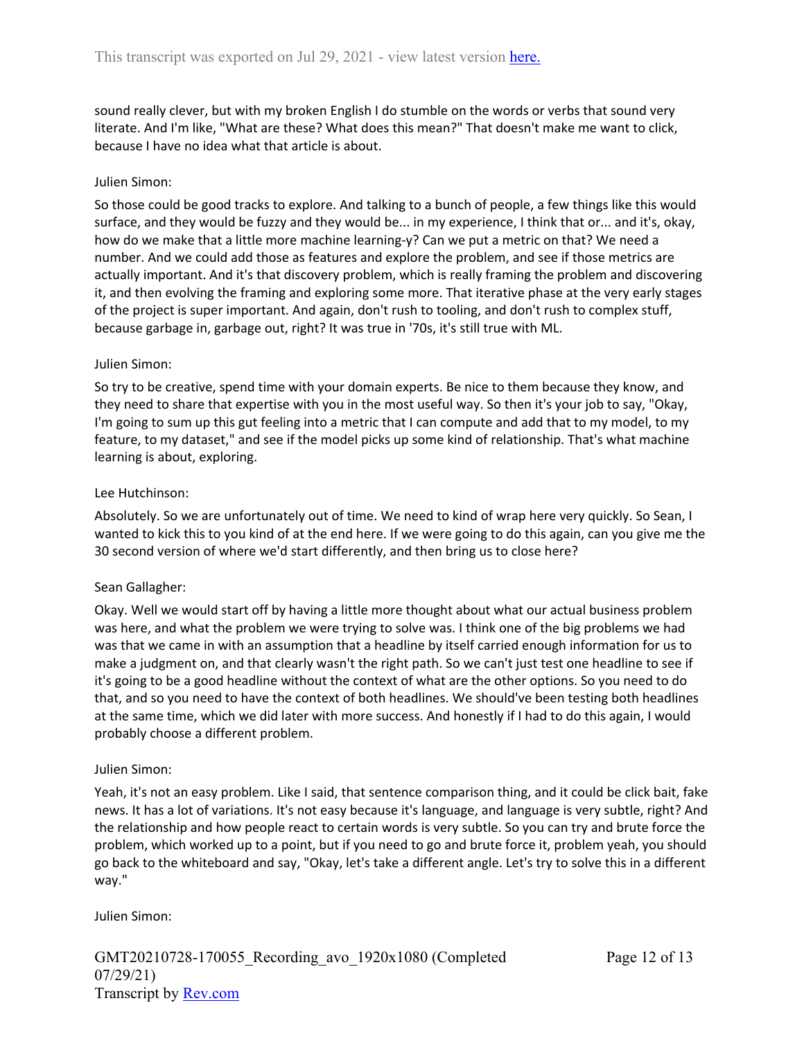sound really clever, but with my broken English I do stumble on the words or verbs that sound very literate. And I'm like, "What are these? What does this mean?" That doesn't make me want to click, because I have no idea what that article is about.

Julien Simon:

So those could be good tracks to explore. And talking to a bunch of people, a few things like this would surface, and they would be fuzzy and they would be... in my experience, I think that or... and it's, okay, how do we make that a little more machine learning-y? Can we put a metric on that? We need a number. And we could add those as features and explore the problem, and see if those metrics are actually important. And it's that discovery problem, which is really framing the problem and discovering it, and then evolving the framing and exploring some more. That iterative phase at the very early stages of the project is super important. And again, don't rush to tooling, and don't rush to complex stuff, because garbage in, garbage out, right? It was true in '70s, it's still true with ML.

Julien Simon:

So try to be creative, spend time with your domain experts. Be nice to them because they know, and they need to share that expertise with you in the most useful way. So then it's your job to say, "Okay, I'm going to sum up this gut feeling into a metric that I can compute and add that to my model, to my feature, to my dataset," and see if the model picks up some kind of relationship. That's what machine learning is about, exploring.

Lee Hutchinson:

Absolutely. So we are unfortunately out of time. We need to kind of wrap here very quickly. So Sean, I wanted to kick this to you kind of at the end here. If we were going to do this again, can you give me the 30 second version of where we'd start differently, and then bring us to close here?

Sean Gallagher:

Okay. Well we would start off by having a little more thought about what our actual business problem was here, and what the problem we were trying to solve was. I think one of the big problems we had was that we came in with an assumption that a headline by itself carried enough information for us to make a judgment on, and that clearly wasn't the right path. So we can't just test one headline to see if it's going to be a good headline without the context of what are the other options. So you need to do that, and so you need to have the context of both headlines. We should've been testing both headlines at the same time, which we did later with more success. And honestly if I had to do this again, I would probably choose a different problem.

Julien Simon:

Yeah, it's not an easy problem. Like I said, that sentence comparison thing, and it could be click bait, fake news. It has a lot of variations. It's not easy because it's language, and language is very subtle, right? And the relationship and how people react to certain words is very subtle. So you can try and brute force the problem, which worked up to a point, but if you need to go and brute force it, problem yeah, you should go back to the whiteboard and say, "Okay, let's take a different angle. Let's try to solve this in a different way."

Julien Simon: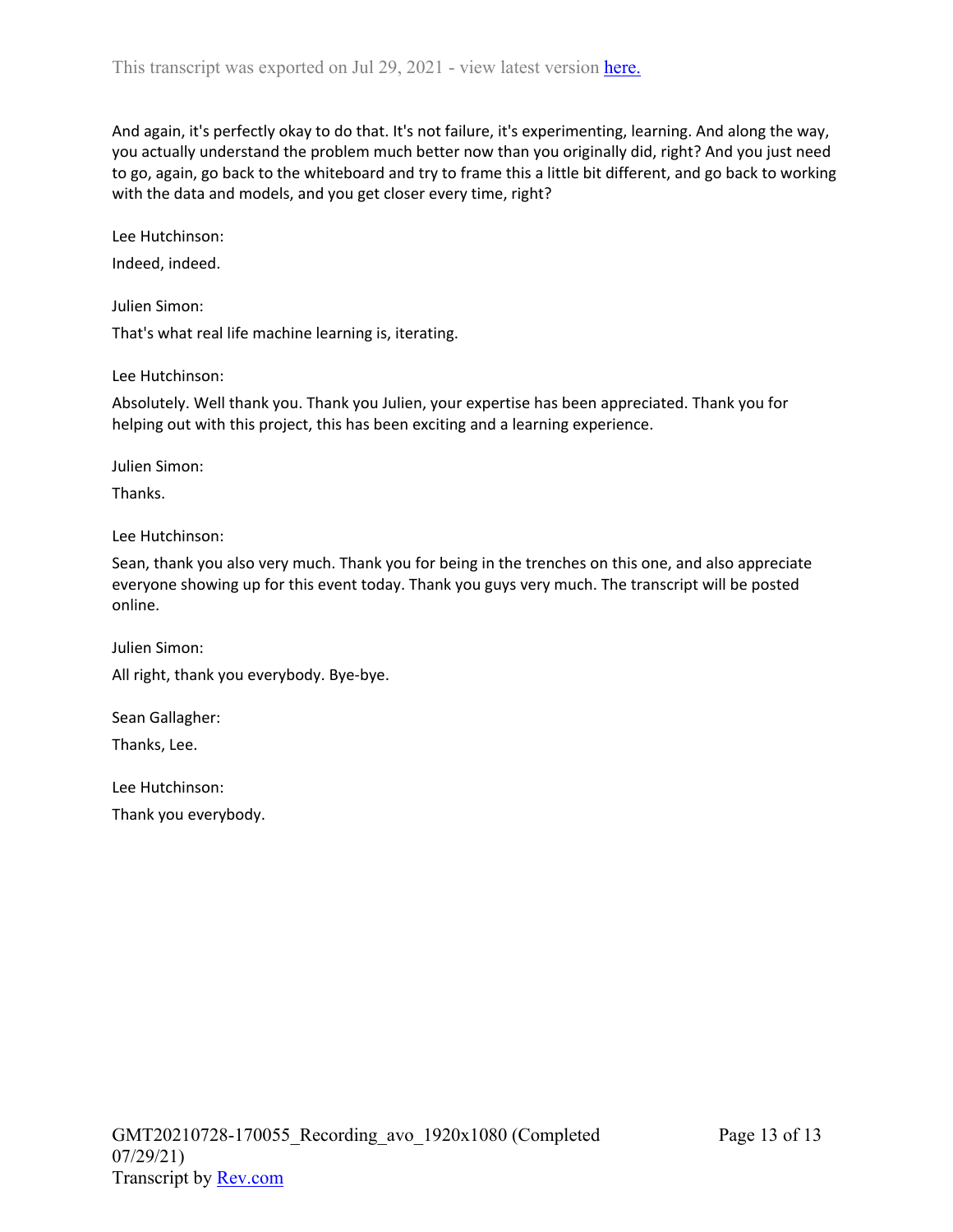And again, it's perfectly okay to do that. It's not failure, it's experimenting, learning. And along the way, you actually understand the problem much better now than you originally did, right? And you just need to go, again, go back to the whiteboard and try to frame this a little bit different, and go back to working with the data and models, and you get closer every time, right?

Lee Hutchinson:

Indeed, indeed.

Julien Simon:

That's what real life machine learning is, iterating.

Lee Hutchinson:

Absolutely. Well thank you. Thank you Julien, your expertise has been appreciated. Thank you for helping out with this project, this has been exciting and a learning experience.

Julien Simon:

Thanks.

Lee Hutchinson:

Sean, thank you also very much. Thank you for being in the trenches on this one, and also appreciate everyone showing up for this event today. Thank you guys very much. The transcript will be posted online.

Julien Simon:

All right, thank you everybody. Bye-bye.

Sean Gallagher:

Thanks, Lee.

Lee Hutchinson:

Thank you everybody.